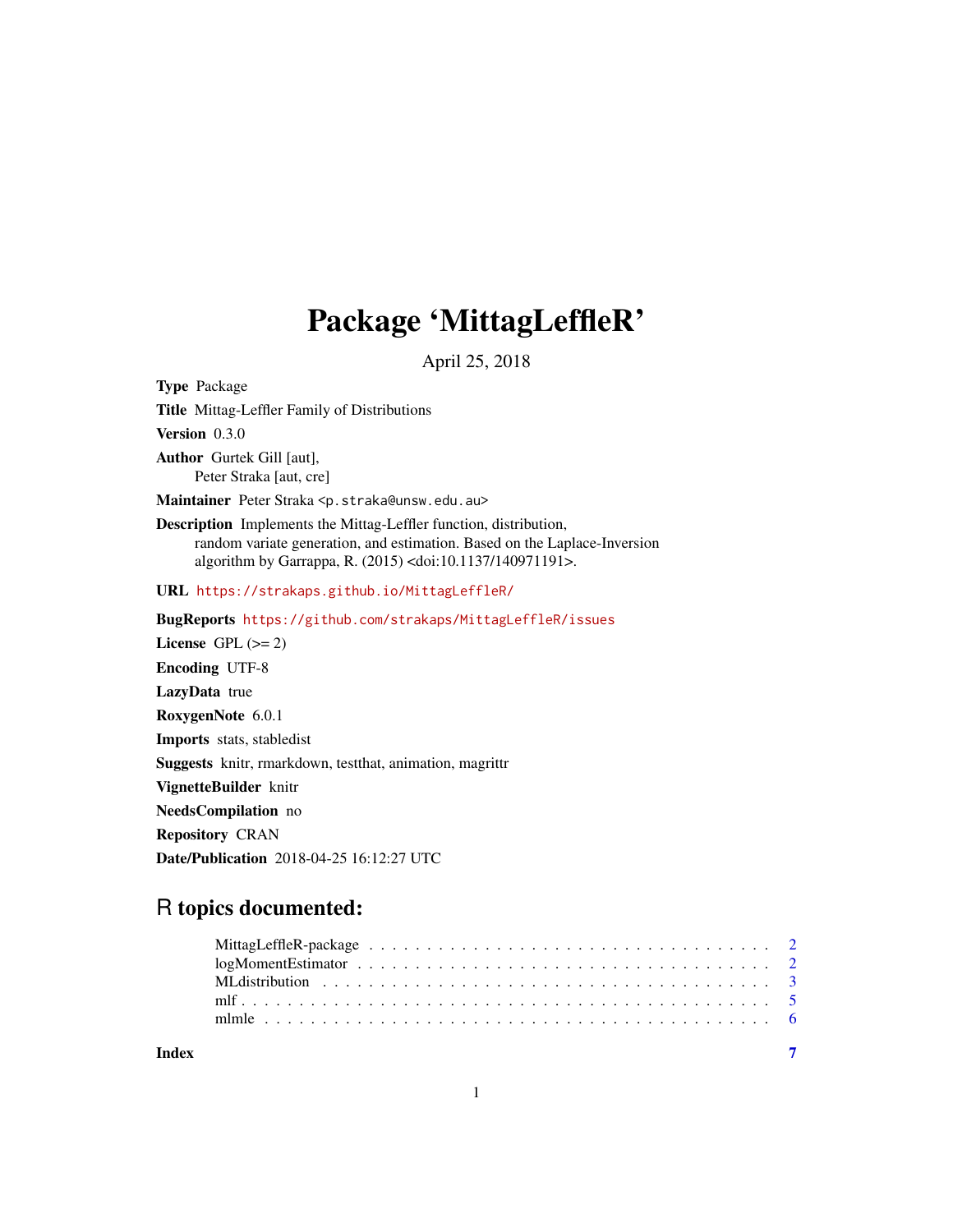# Package 'MittagLeffleR'

April 25, 2018

**Type** Package

**Title** Mittag-Leffler Family of Distributions

**Version** 0.3.0

**Author** Gurtek Gill [aut],
Peter Straka [aut, cre]

**Maintainer** Peter Straka <p.straka@unsw.edu.au>

**Description** Implements the Mittag-Leffler function, distribution, random variate generation, and estimation. Based on the Laplace-Inversion algorithm by Garrappa, R. (2015) <doi:10.1137/140971191>.

**URL** https://strakaps.github.io/MittagLeffleR/

**BugReports** https://github.com/strakaps/MittagLeffleR/issues

**License** GPL (>= 2)

**Encoding** UTF-8

**LazyData** true

**RoxygenNote** 6.0.1

**Imports** stats, stabledist

**Suggests** knitr, rmarkdown, testthat, animation, magrittr

**VignetteBuilder** knitr

**NeedsCompilation** no

**Repository** CRAN

**Date/Publication** 2018-04-25 16:12:27 UTC

## R topics documented:

| | |
|---|---|
| MittagLeffleR-package | 2 |
| logMomentEstimator | 2 |
| MLdistribution | 3 |
| mlf | 5 |
| mlmle | 6 |
| **Index** | **7** |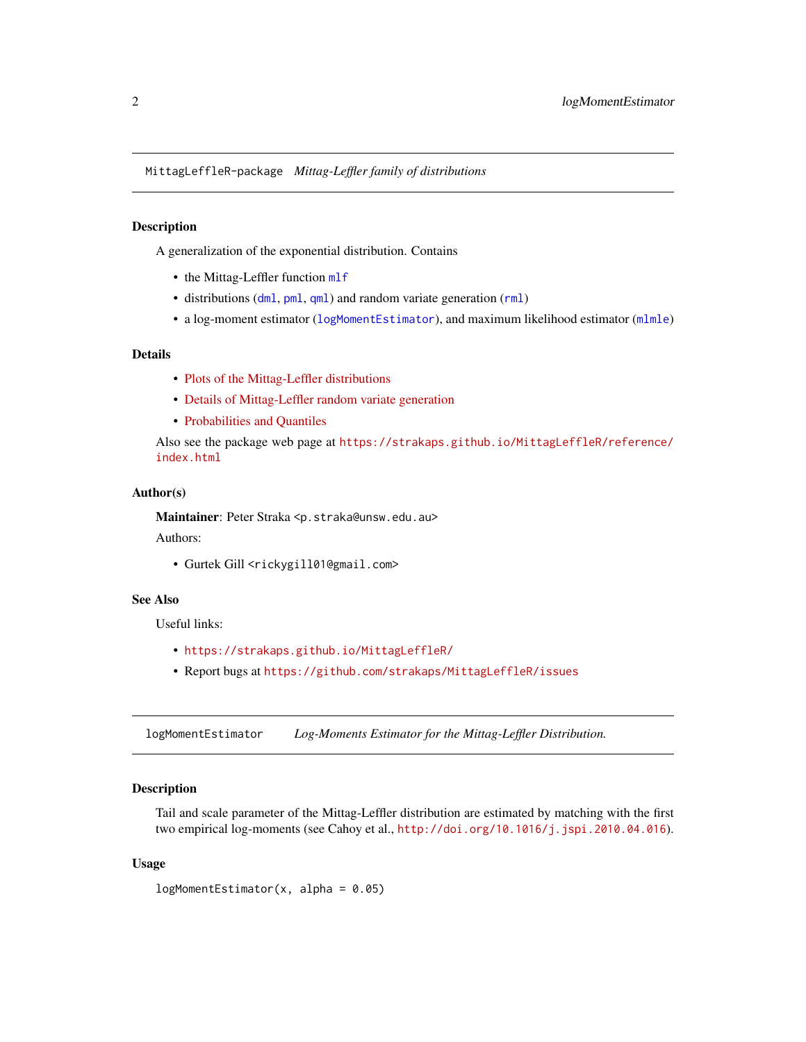## MittagLefflerR-package *Mittag-Leffler family of distributions*

### Description

A generalization of the exponential distribution. Contains

- the Mittag-Leffler function `mlf`
- distributions (`dml`, `pml`, `qml`) and random variate generation (`rml`)
- a log-moment estimator (`logMomentEstimator`), and maximum likelihood estimator (`mlmle`)

### Details

- Plots of the Mittag-Leffler distributions
- Details of Mittag-Leffler random variate generation
- Probabilities and Quantiles

Also see the package web page at https://strakaps.github.io/MittagLefflerR/reference/index.html

### Author(s)

**Maintainer**: Peter Straka <p.straka@unsw.edu.au>

Authors:

- Gurtek Gill <rickygill01@gmail.com>

### See Also

Useful links:

- https://strakaps.github.io/MittagLefflerR/
- Report bugs at https://github.com/strakaps/MittagLefflerR/issues

## logMomentEstimator *Log-Moments Estimator for the Mittag-Leffler Distribution.*

### Description

Tail and scale parameter of the Mittag-Leffler distribution are estimated by matching with the first two empirical log-moments (see Cahoy et al., http://doi.org/10.1016/j.jspi.2010.04.016).

### Usage

```
logMomentEstimator(x, alpha = 0.05)
```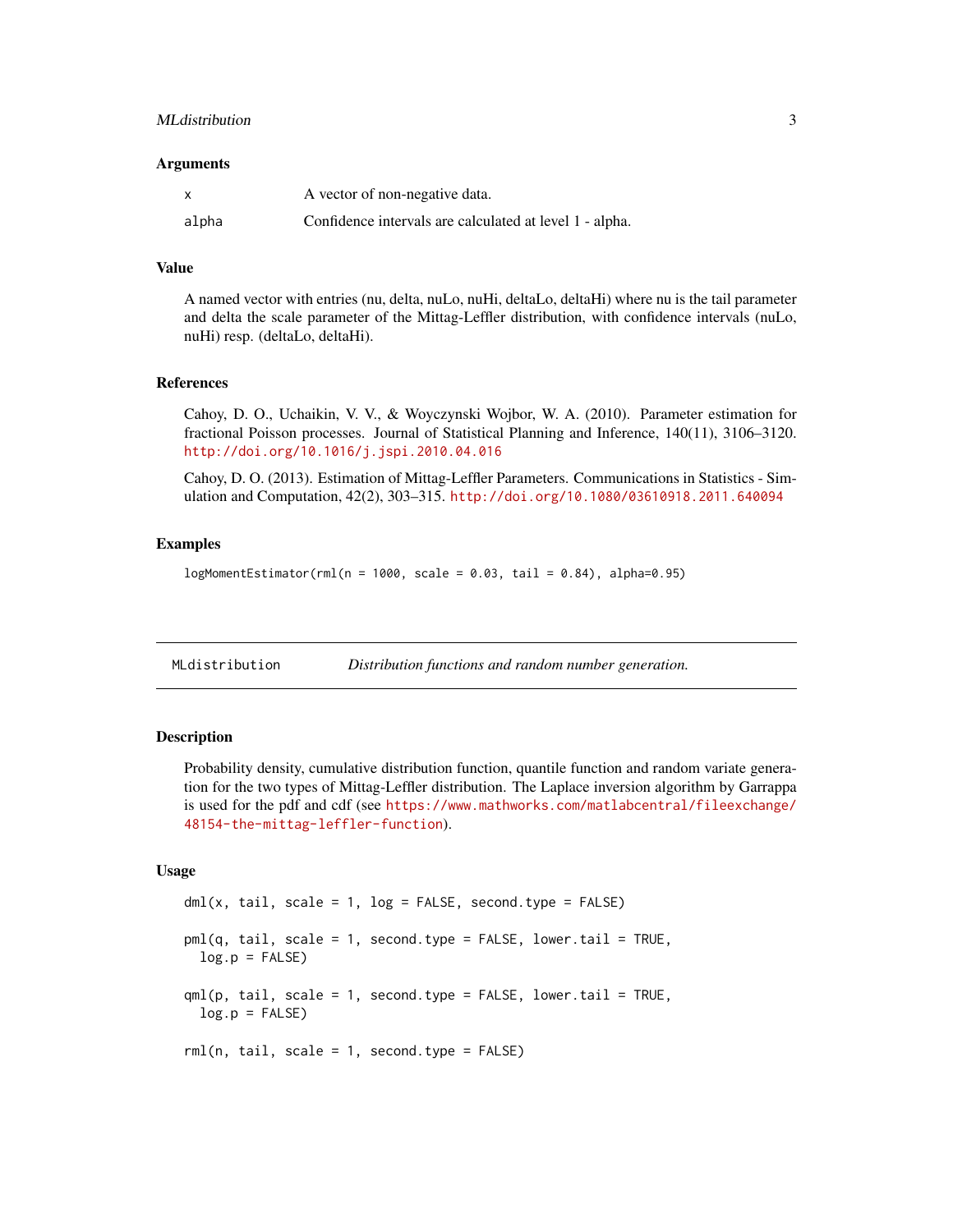### Arguments

| | |
|---|---|
| x | A vector of non-negative data. |
| alpha | Confidence intervals are calculated at level 1 - alpha. |

### Value

A named vector with entries (nu, delta, nuLo, nuHi, deltaLo, deltaHi) where nu is the tail parameter and delta the scale parameter of the Mittag-Leffler distribution, with confidence intervals (nuLo, nuHi) resp. (deltaLo, deltaHi).

### References

Cahoy, D. O., Uchaikin, V. V., & Woyczynski Wojbor, W. A. (2010). Parameter estimation for fractional Poisson processes. Journal of Statistical Planning and Inference, 140(11), 3106–3120. http://doi.org/10.1016/j.jspi.2010.04.016

Cahoy, D. O. (2013). Estimation of Mittag-Leffler Parameters. Communications in Statistics - Simulation and Computation, 42(2), 303–315. http://doi.org/10.1080/03610918.2011.640094

### Examples

```
logMomentEstimator(rml(n = 1000, scale = 0.03, tail = 0.84), alpha=0.95)
```

---

## MLdistribution — *Distribution functions and random number generation.*

### Description

Probability density, cumulative distribution function, quantile function and random variate generation for the two types of Mittag-Leffler distribution. The Laplace inversion algorithm by Garrappa is used for the pdf and cdf (see https://www.mathworks.com/matlabcentral/fileexchange/48154-the-mittag-leffler-function).

### Usage

```
dml(x, tail, scale = 1, log = FALSE, second.type = FALSE)

pml(q, tail, scale = 1, second.type = FALSE, lower.tail = TRUE,
  log.p = FALSE)

qml(p, tail, scale = 1, second.type = FALSE, lower.tail = TRUE,
  log.p = FALSE)

rml(n, tail, scale = 1, second.type = FALSE)
```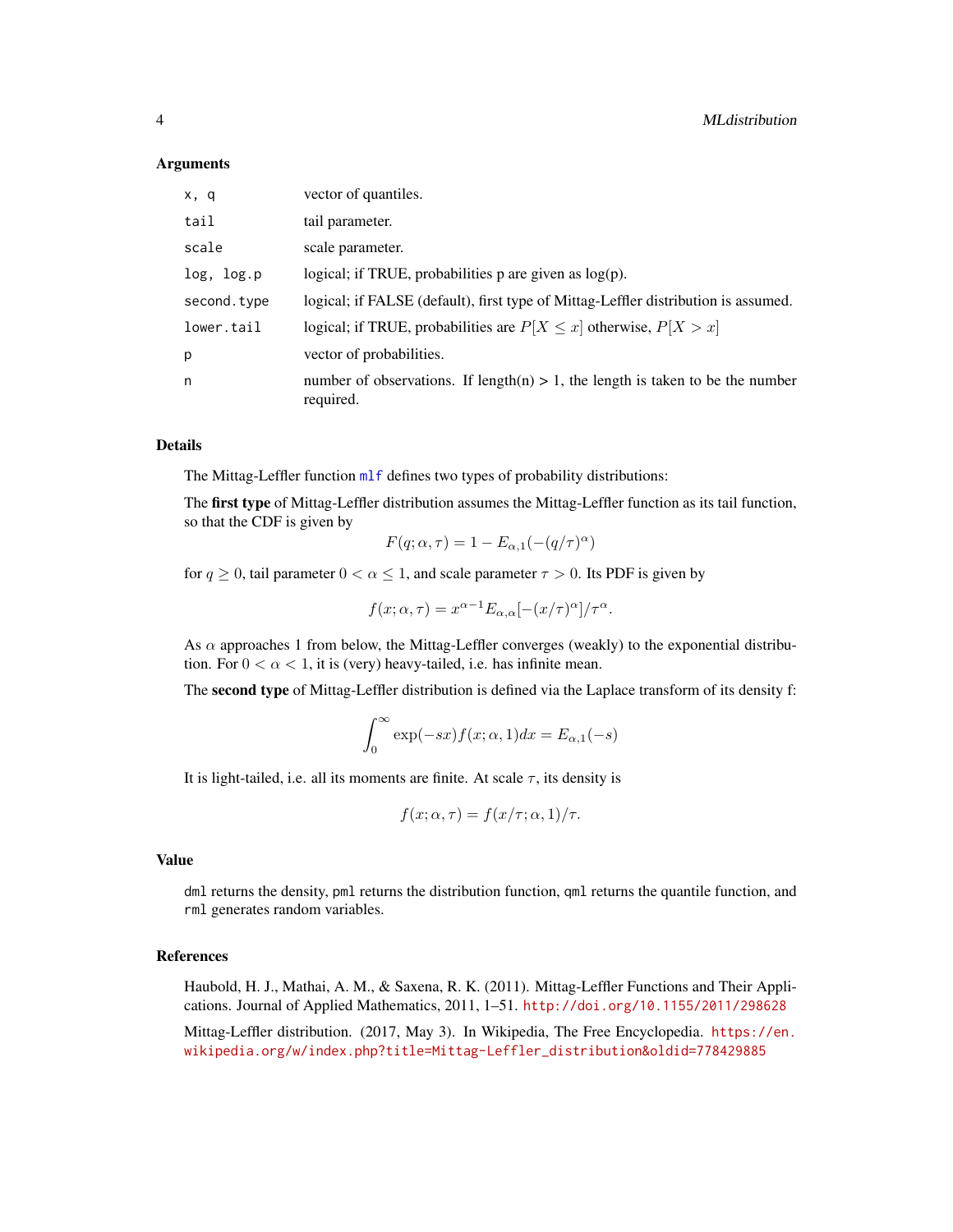### Arguments

| | |
|---|---|
| `x, q` | vector of quantiles. |
| `tail` | tail parameter. |
| `scale` | scale parameter. |
| `log, log.p` | logical; if TRUE, probabilities p are given as log(p). |
| `second.type` | logical; if FALSE (default), first type of Mittag-Leffler distribution is assumed. |
| `lower.tail` | logical; if TRUE, probabilities are $P[X \leq x]$ otherwise, $P[X > x]$ |
| `p` | vector of probabilities. |
| `n` | number of observations. If length(n) > 1, the length is taken to be the number required. |

### Details

The Mittag-Leffler function `mlf` defines two types of probability distributions:

The **first type** of Mittag-Leffler distribution assumes the Mittag-Leffler function as its tail function, so that the CDF is given by

$$F(q; \alpha, \tau) = 1 - E_{\alpha,1}(-(q/\tau)^\alpha)$$

for $q \geq 0$, tail parameter $0 < \alpha \leq 1$, and scale parameter $\tau > 0$. Its PDF is given by

$$f(x; \alpha, \tau) = x^{\alpha-1} E_{\alpha,\alpha}[-(x/\tau)^\alpha]/\tau^\alpha.$$

As $\alpha$ approaches 1 from below, the Mittag-Leffler converges (weakly) to the exponential distribution. For $0 < \alpha < 1$, it is (very) heavy-tailed, i.e. has infinite mean.

The **second type** of Mittag-Leffler distribution is defined via the Laplace transform of its density f:

$$\int_0^\infty \exp(-sx) f(x; \alpha, 1) dx = E_{\alpha,1}(-s)$$

It is light-tailed, i.e. all its moments are finite. At scale $\tau$, its density is

$$f(x; \alpha, \tau) = f(x/\tau; \alpha, 1)/\tau.$$

### Value

`dml` returns the density, `pml` returns the distribution function, `qml` returns the quantile function, and `rml` generates random variables.

### References

Haubold, H. J., Mathai, A. M., & Saxena, R. K. (2011). Mittag-Leffler Functions and Their Applications. Journal of Applied Mathematics, 2011, 1–51. http://doi.org/10.1155/2011/298628

Mittag-Leffler distribution. (2017, May 3). In Wikipedia, The Free Encyclopedia. https://en.wikipedia.org/w/index.php?title=Mittag-Leffler_distribution&oldid=778429885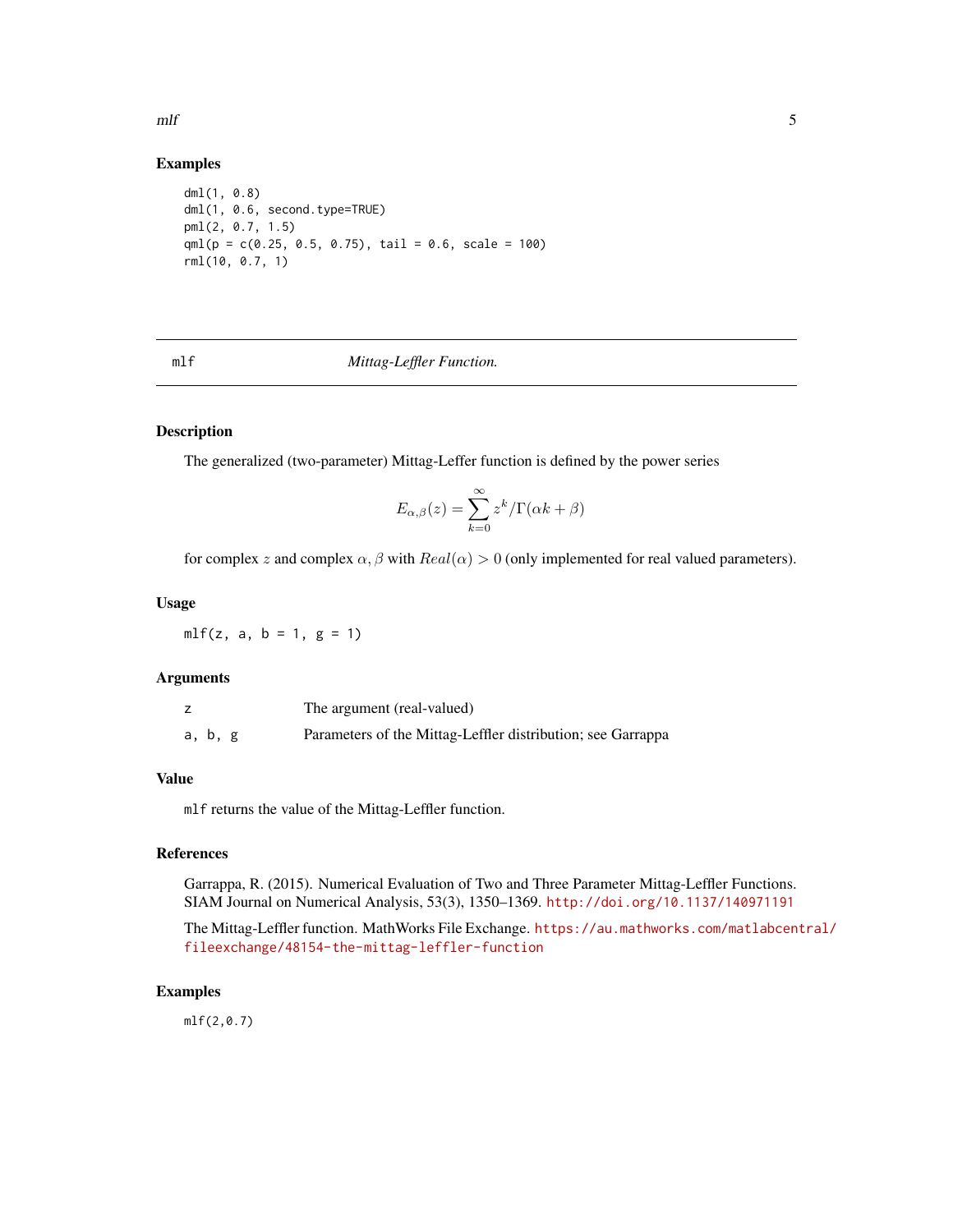### Examples

```
dml(1, 0.8)
dml(1, 0.6, second.type=TRUE)
pml(2, 0.7, 1.5)
qml(p = c(0.25, 0.5, 0.75), tail = 0.6, scale = 100)
rml(10, 0.7, 1)
```

---

## mlf — *Mittag-Leffler Function.*

---

### Description

The generalized (two-parameter) Mittag-Leffer function is defined by the power series

$$E_{\alpha,\beta}(z) = \sum_{k=0}^{\infty} z^k / \Gamma(\alpha k + \beta)$$

for complex $z$ and complex $\alpha, \beta$ with $Real(\alpha) > 0$ (only implemented for real valued parameters).

### Usage

```
mlf(z, a, b = 1, g = 1)
```

### Arguments

| | |
|---|---|
| z | The argument (real-valued) |
| a, b, g | Parameters of the Mittag-Leffler distribution; see Garrappa |

### Value

`mlf` returns the value of the Mittag-Leffler function.

### References

Garrappa, R. (2015). Numerical Evaluation of Two and Three Parameter Mittag-Leffler Functions. SIAM Journal on Numerical Analysis, 53(3), 1350–1369. http://doi.org/10.1137/140971191

The Mittag-Leffler function. MathWorks File Exchange. https://au.mathworks.com/matlabcentral/fileexchange/48154-the-mittag-leffler-function

### Examples

```
mlf(2,0.7)
```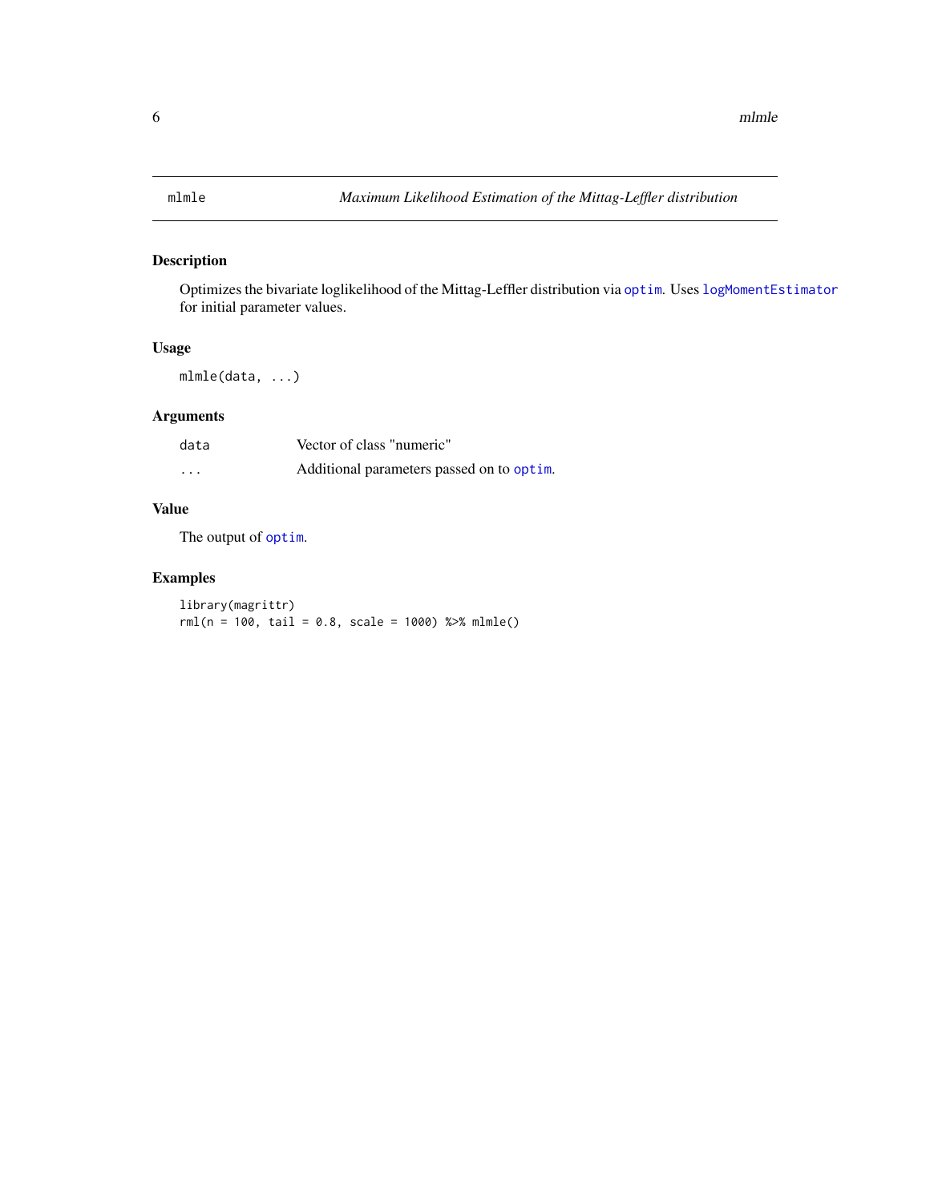# mlmle

*Maximum Likelihood Estimation of the Mittag-Leffler distribution*

## Description

Optimizes the bivariate loglikelihood of the Mittag-Leffler distribution via `optim`. Uses `logMomentEstimator` for initial parameter values.

## Usage

```
mlmle(data, ...)
```

## Arguments

| | |
|---|---|
| `data` | Vector of class "numeric" |
| `...` | Additional parameters passed on to `optim`. |

## Value

The output of `optim`.

## Examples

```
library(magrittr)
rml(n = 100, tail = 0.8, scale = 1000) %>% mlmle()
```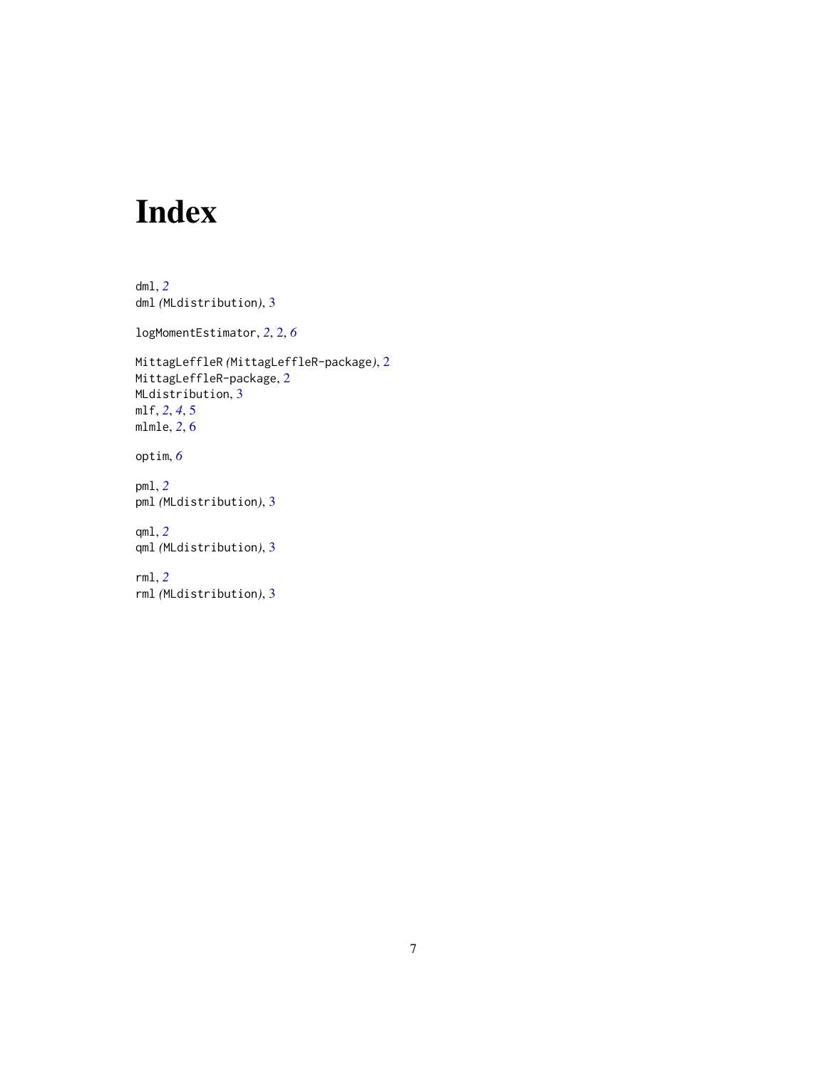# Index

dml, *2*
dml (MLdistribution), 3

logMomentEstimator, *2*, 2, *6*

MittagLeffleR (MittagLeffleR-package), 2
MittagLeffleR-package, 2
MLdistribution, 3
mlf, *2*, *4*, 5
mlmle, *2*, 6

optim, *6*

pml, *2*
pml (MLdistribution), 3

qml, *2*
qml (MLdistribution), 3

rml, *2*
rml (MLdistribution), 3